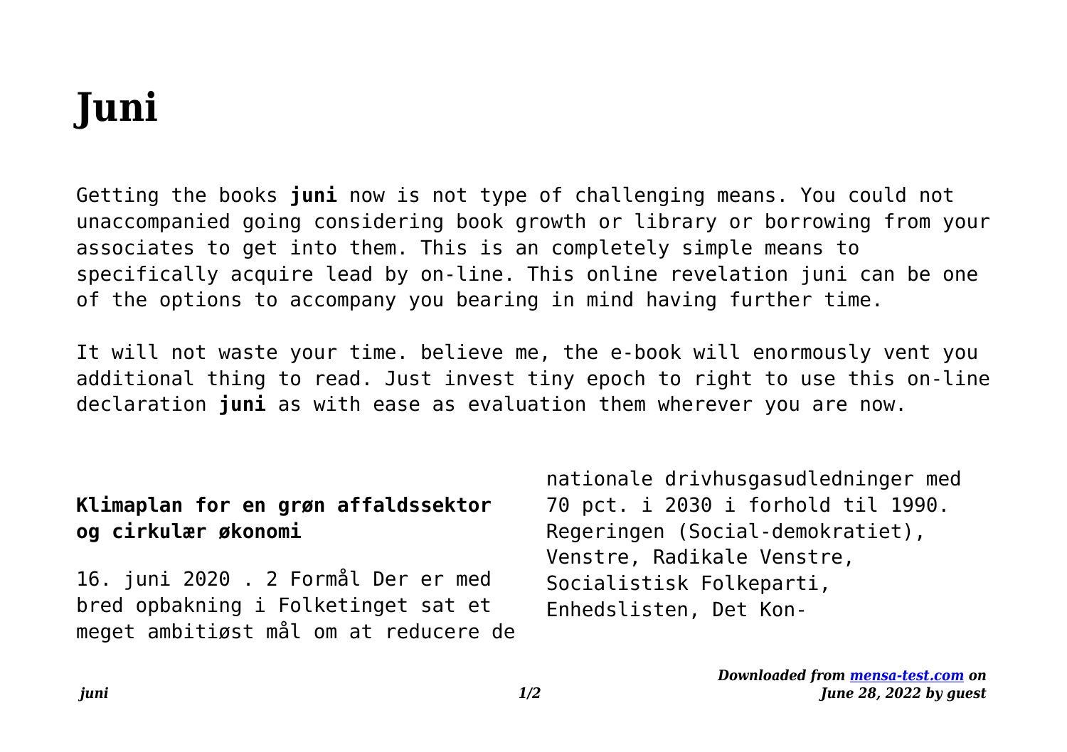# Juni

Getting the books **juni** now is not type of challenging means. You could not unaccompanied going considering book growth or library or borrowing from your associates to get into them. This is an completely simple means to specifically acquire lead by on-line. This online revelation juni can be one of the options to accompany you bearing in mind having further time.

It will not waste your time. believe me, the e-book will enormously vent you additional thing to read. Just invest tiny epoch to right to use this on-line declaration **juni** as with ease as evaluation them wherever you are now.

### Klimaplan for en grøn affaldssektor og cirkulær økonomi

16. juni 2020 . 2 Formål Der er med bred opbakning i Folketinget sat et meget ambitiøst mål om at reducere de nationale drivhusgasudledninger med 70 pct. i 2030 i forhold til 1990. Regeringen (Social-demokratiet), Venstre, Radikale Venstre, Socialistisk Folkeparti, Enhedslisten, Det Kon-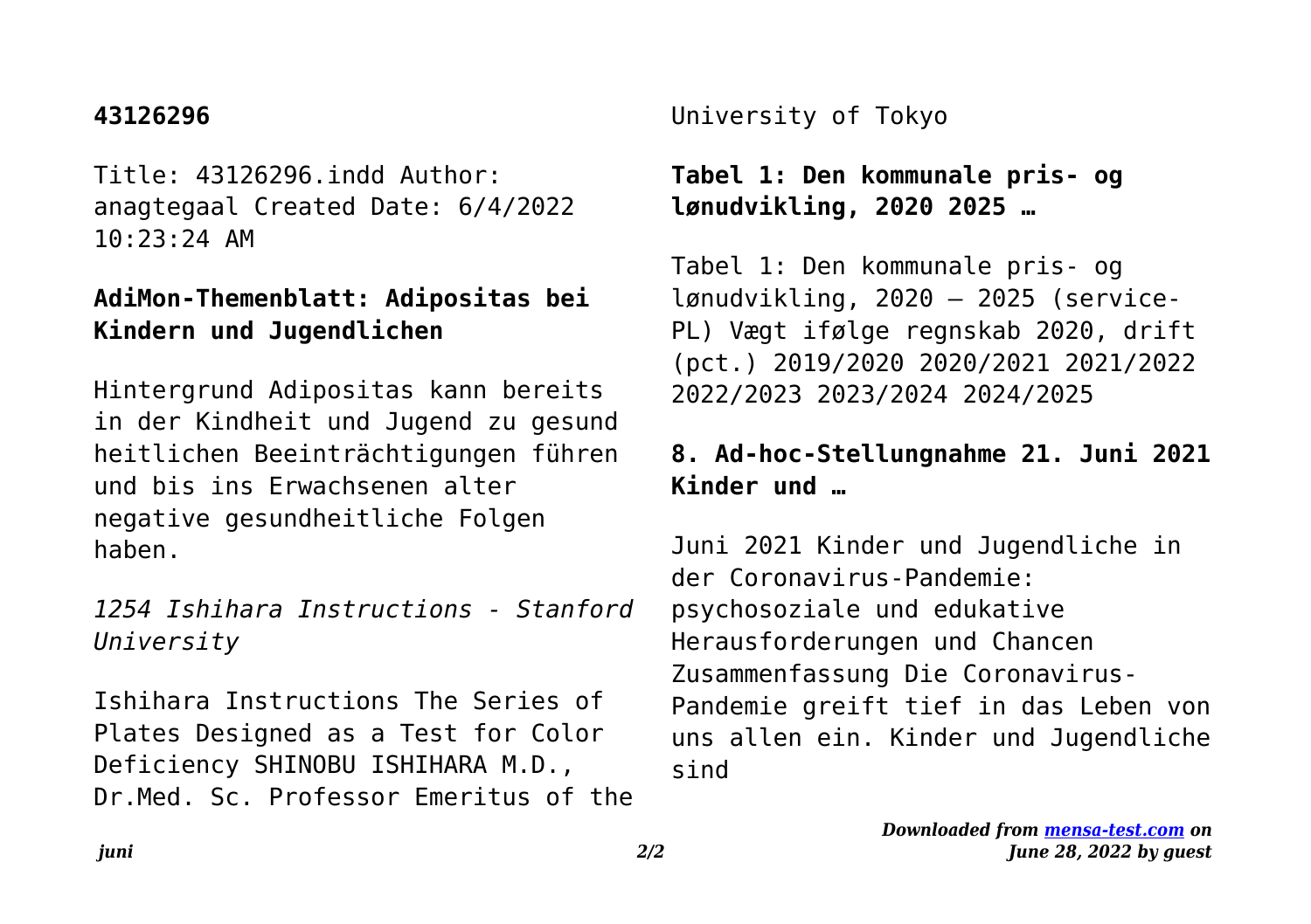**43126296**

Title: 43126296.indd Author: anagtegaal Created Date: 6/4/2022 10:23:24 AM

**AdiMon-Themenblatt: Adipositas bei Kindern und Jugendlichen**

Hintergrund Adipositas kann bereits in der Kindheit und Jugend zu gesund heitlichen Beeinträchtigungen führen und bis ins Erwachsenen alter negative gesundheitliche Folgen haben.

*1254 Ishihara Instructions - Stanford University*

Ishihara Instructions The Series of Plates Designed as a Test for Color Deficiency SHINOBU ISHIHARA M.D., Dr.Med. Sc. Professor Emeritus of the University of Tokyo

**Tabel 1: Den kommunale pris- og lønudvikling, 2020 2025 …**

Tabel 1: Den kommunale pris- og lønudvikling, 2020 – 2025 (service-PL) Vægt ifølge regnskab 2020, drift (pct.) 2019/2020 2020/2021 2021/2022 2022/2023 2023/2024 2024/2025

**8. Ad-hoc-Stellungnahme 21. Juni 2021 Kinder und …**

Juni 2021 Kinder und Jugendliche in der Coronavirus-Pandemie: psychosoziale und edukative Herausforderungen und Chancen Zusammenfassung Die Coronavirus-Pandemie greift tief in das Leben von uns allen ein. Kinder und Jugendliche sind